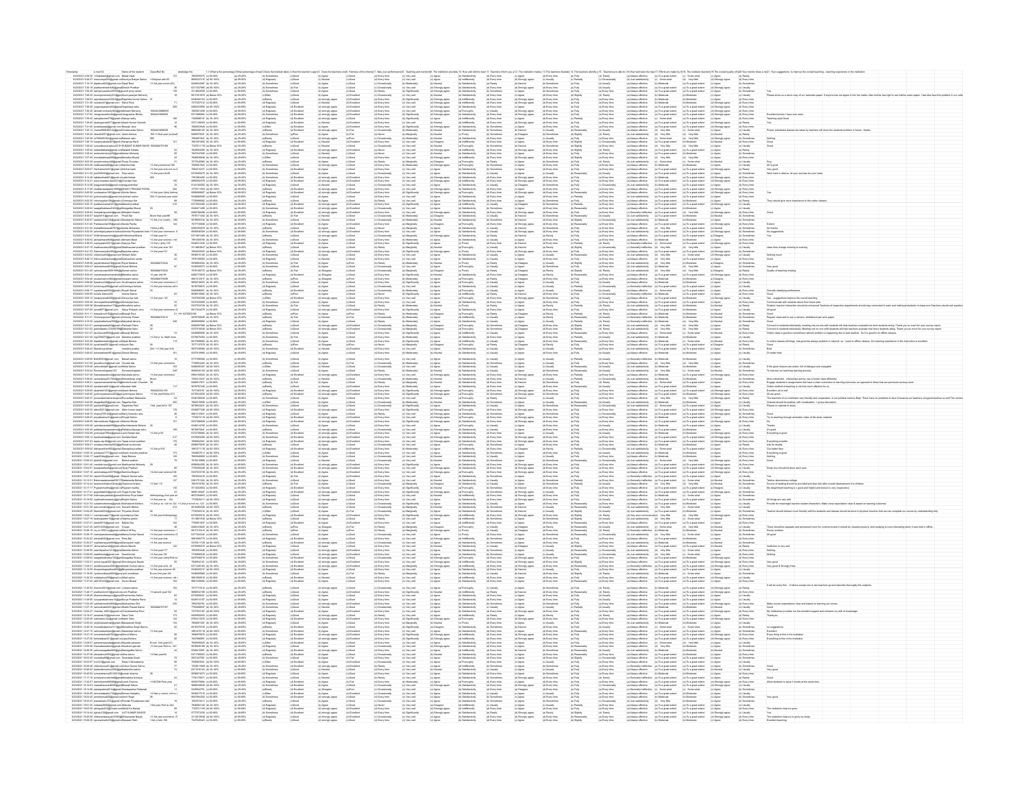| 24 Universidad Septemberia de la construction de la construction de la construction de la construction de la construction de la construction de la construction de la construction de la construction de la construction de l<br>$\begin{array}{r rrrr} \hline 0 & 0 & 0 & 0 & 0 \\ 0 & 0 & 0 & 0 & 0 \\ 0 & 0 & 0 & 0 & 0 \\ 0 & 0 & 0 & 0 & 0 \\ 0 & 0 & 0 & 0 & 0 \\ 0 & 0 & 0 & 0 & 0 \\ 0 & 0 & 0 & 0 & 0 \\ 0 & 0 & 0 & 0 & 0 \\ 0 & 0 & 0 & 0 & 0 \\ 0 & 0 & 0 & 0 & 0 \\ 0 & 0 & 0 & 0 & 0 \\ 0 & 0 & 0 & 0 & 0 \\ 0 & 0 & 0 & 0 & 0 \\ 0 & 0 & 0 & 0 &$                                                                                                                                                                                                                                                                                                                                                                                                                                                                                         |  |  |                                                                                                                                                                                                         |                                                                                                                                                                                                                                                                                                                                                   |                                                                                                                                                                                                         |  |  |                                                                                                                                                                                                                                        |
|----------------------------------------------------------------------------------------------------------------------------------------------------------------------------------------------------------------------------------------------------------------------------------------------------------------------------------------------------------------------------------------------------------------------------------------------------------------------------------------------------------------------------------------------------------------------------------------------------------------------------------------------------------------------------------------------------------------------------------------------------------------------------------------------------------------------------------------------------------------------------------------------------------------------------------------------------------------------------------------------------------------------------------------------------------|--|--|---------------------------------------------------------------------------------------------------------------------------------------------------------------------------------------------------------|---------------------------------------------------------------------------------------------------------------------------------------------------------------------------------------------------------------------------------------------------------------------------------------------------------------------------------------------------|---------------------------------------------------------------------------------------------------------------------------------------------------------------------------------------------------------|--|--|----------------------------------------------------------------------------------------------------------------------------------------------------------------------------------------------------------------------------------------|
|                                                                                                                                                                                                                                                                                                                                                                                                                                                                                                                                                                                                                                                                                                                                                                                                                                                                                                                                                                                                                                                          |  |  |                                                                                                                                                                                                         |                                                                                                                                                                                                                                                                                                                                                   |                                                                                                                                                                                                         |  |  |                                                                                                                                                                                                                                        |
|                                                                                                                                                                                                                                                                                                                                                                                                                                                                                                                                                                                                                                                                                                                                                                                                                                                                                                                                                                                                                                                          |  |  |                                                                                                                                                                                                         |                                                                                                                                                                                                                                                                                                                                                   |                                                                                                                                                                                                         |  |  |                                                                                                                                                                                                                                        |
|                                                                                                                                                                                                                                                                                                                                                                                                                                                                                                                                                                                                                                                                                                                                                                                                                                                                                                                                                                                                                                                          |  |  |                                                                                                                                                                                                         |                                                                                                                                                                                                                                                                                                                                                   |                                                                                                                                                                                                         |  |  |                                                                                                                                                                                                                                        |
|                                                                                                                                                                                                                                                                                                                                                                                                                                                                                                                                                                                                                                                                                                                                                                                                                                                                                                                                                                                                                                                          |  |  |                                                                                                                                                                                                         |                                                                                                                                                                                                                                                                                                                                                   |                                                                                                                                                                                                         |  |  |                                                                                                                                                                                                                                        |
|                                                                                                                                                                                                                                                                                                                                                                                                                                                                                                                                                                                                                                                                                                                                                                                                                                                                                                                                                                                                                                                          |  |  |                                                                                                                                                                                                         |                                                                                                                                                                                                                                                                                                                                                   |                                                                                                                                                                                                         |  |  |                                                                                                                                                                                                                                        |
|                                                                                                                                                                                                                                                                                                                                                                                                                                                                                                                                                                                                                                                                                                                                                                                                                                                                                                                                                                                                                                                          |  |  |                                                                                                                                                                                                         |                                                                                                                                                                                                                                                                                                                                                   |                                                                                                                                                                                                         |  |  |                                                                                                                                                                                                                                        |
|                                                                                                                                                                                                                                                                                                                                                                                                                                                                                                                                                                                                                                                                                                                                                                                                                                                                                                                                                                                                                                                          |  |  |                                                                                                                                                                                                         |                                                                                                                                                                                                                                                                                                                                                   |                                                                                                                                                                                                         |  |  |                                                                                                                                                                                                                                        |
| $\frac{33}{20}$                                                                                                                                                                                                                                                                                                                                                                                                                                                                                                                                                                                                                                                                                                                                                                                                                                                                                                                                                                                                                                          |  |  |                                                                                                                                                                                                         |                                                                                                                                                                                                                                                                                                                                                   |                                                                                                                                                                                                         |  |  |                                                                                                                                                                                                                                        |
|                                                                                                                                                                                                                                                                                                                                                                                                                                                                                                                                                                                                                                                                                                                                                                                                                                                                                                                                                                                                                                                          |  |  |                                                                                                                                                                                                         |                                                                                                                                                                                                                                                                                                                                                   |                                                                                                                                                                                                         |  |  |                                                                                                                                                                                                                                        |
|                                                                                                                                                                                                                                                                                                                                                                                                                                                                                                                                                                                                                                                                                                                                                                                                                                                                                                                                                                                                                                                          |  |  |                                                                                                                                                                                                         |                                                                                                                                                                                                                                                                                                                                                   |                                                                                                                                                                                                         |  |  |                                                                                                                                                                                                                                        |
|                                                                                                                                                                                                                                                                                                                                                                                                                                                                                                                                                                                                                                                                                                                                                                                                                                                                                                                                                                                                                                                          |  |  |                                                                                                                                                                                                         |                                                                                                                                                                                                                                                                                                                                                   |                                                                                                                                                                                                         |  |  |                                                                                                                                                                                                                                        |
|                                                                                                                                                                                                                                                                                                                                                                                                                                                                                                                                                                                                                                                                                                                                                                                                                                                                                                                                                                                                                                                          |  |  |                                                                                                                                                                                                         |                                                                                                                                                                                                                                                                                                                                                   |                                                                                                                                                                                                         |  |  |                                                                                                                                                                                                                                        |
|                                                                                                                                                                                                                                                                                                                                                                                                                                                                                                                                                                                                                                                                                                                                                                                                                                                                                                                                                                                                                                                          |  |  |                                                                                                                                                                                                         |                                                                                                                                                                                                                                                                                                                                                   |                                                                                                                                                                                                         |  |  |                                                                                                                                                                                                                                        |
|                                                                                                                                                                                                                                                                                                                                                                                                                                                                                                                                                                                                                                                                                                                                                                                                                                                                                                                                                                                                                                                          |  |  |                                                                                                                                                                                                         |                                                                                                                                                                                                                                                                                                                                                   |                                                                                                                                                                                                         |  |  |                                                                                                                                                                                                                                        |
| 1923), операционал (1924), операционал (1934), операционал (1934), операционал (1934), операционал (1934), операционал (1934), операционал (1934), операционал (1934), операционал (1934), операционал (1934), операционал (<br>$\begin{array}{r} \text{ } \text{ } 20 \\ \text{ } \text{--} 4.2 \text{ and year} \text{ } \text{~~} 20 \\ \text{ } \text{ } 1622 \text{ } \text{AA} \text{ and } \text{ } 123 \\ \text{ } \text{ } 248 \\ \text{ } \text{ } \text{ } 00 \\ \text{ } \text{ } \text{ } 02 \\ \text{ } \text{ } \text{ } 02 \\ \text{ } \text{ } 02 \\ \text{ } \text{ } 02 \\ \text{ } \text{ } 03 \\ \text{ } \text{ } 04 \\ \text{ } \text{ } 04 \\ \text{ } \text{ } \text{ }$<br>$-3$ and y i.e. https://anim.com/<br>$224$ / $-2$ and year Arts<br>$-224$ / $-2$ and year Arts<br>$+6$<br>$+2$ and year commerce<br>$+6$<br>$+3$ and year commerce<br>$-6$<br>$+7$<br>$+7$<br>$+6$<br>$+7$<br>$+7$<br>$+6$<br>$+7$                                                                                                                  |  |  |                                                                                                                                                                                                         |                                                                                                                                                                                                                                                                                                                                                   |                                                                                                                                                                                                         |  |  |                                                                                                                                                                                                                                        |
|                                                                                                                                                                                                                                                                                                                                                                                                                                                                                                                                                                                                                                                                                                                                                                                                                                                                                                                                                                                                                                                          |  |  |                                                                                                                                                                                                         |                                                                                                                                                                                                                                                                                                                                                   |                                                                                                                                                                                                         |  |  |                                                                                                                                                                                                                                        |
|                                                                                                                                                                                                                                                                                                                                                                                                                                                                                                                                                                                                                                                                                                                                                                                                                                                                                                                                                                                                                                                          |  |  |                                                                                                                                                                                                         |                                                                                                                                                                                                                                                                                                                                                   |                                                                                                                                                                                                         |  |  |                                                                                                                                                                                                                                        |
|                                                                                                                                                                                                                                                                                                                                                                                                                                                                                                                                                                                                                                                                                                                                                                                                                                                                                                                                                                                                                                                          |  |  |                                                                                                                                                                                                         |                                                                                                                                                                                                                                                                                                                                                   |                                                                                                                                                                                                         |  |  |                                                                                                                                                                                                                                        |
|                                                                                                                                                                                                                                                                                                                                                                                                                                                                                                                                                                                                                                                                                                                                                                                                                                                                                                                                                                                                                                                          |  |  |                                                                                                                                                                                                         |                                                                                                                                                                                                                                                                                                                                                   |                                                                                                                                                                                                         |  |  |                                                                                                                                                                                                                                        |
|                                                                                                                                                                                                                                                                                                                                                                                                                                                                                                                                                                                                                                                                                                                                                                                                                                                                                                                                                                                                                                                          |  |  |                                                                                                                                                                                                         |                                                                                                                                                                                                                                                                                                                                                   |                                                                                                                                                                                                         |  |  |                                                                                                                                                                                                                                        |
|                                                                                                                                                                                                                                                                                                                                                                                                                                                                                                                                                                                                                                                                                                                                                                                                                                                                                                                                                                                                                                                          |  |  |                                                                                                                                                                                                         |                                                                                                                                                                                                                                                                                                                                                   |                                                                                                                                                                                                         |  |  |                                                                                                                                                                                                                                        |
|                                                                                                                                                                                                                                                                                                                                                                                                                                                                                                                                                                                                                                                                                                                                                                                                                                                                                                                                                                                                                                                          |  |  |                                                                                                                                                                                                         |                                                                                                                                                                                                                                                                                                                                                   |                                                                                                                                                                                                         |  |  |                                                                                                                                                                                                                                        |
|                                                                                                                                                                                                                                                                                                                                                                                                                                                                                                                                                                                                                                                                                                                                                                                                                                                                                                                                                                                                                                                          |  |  |                                                                                                                                                                                                         |                                                                                                                                                                                                                                                                                                                                                   |                                                                                                                                                                                                         |  |  |                                                                                                                                                                                                                                        |
|                                                                                                                                                                                                                                                                                                                                                                                                                                                                                                                                                                                                                                                                                                                                                                                                                                                                                                                                                                                                                                                          |  |  |                                                                                                                                                                                                         |                                                                                                                                                                                                                                                                                                                                                   |                                                                                                                                                                                                         |  |  |                                                                                                                                                                                                                                        |
|                                                                                                                                                                                                                                                                                                                                                                                                                                                                                                                                                                                                                                                                                                                                                                                                                                                                                                                                                                                                                                                          |  |  |                                                                                                                                                                                                         |                                                                                                                                                                                                                                                                                                                                                   |                                                                                                                                                                                                         |  |  |                                                                                                                                                                                                                                        |
|                                                                                                                                                                                                                                                                                                                                                                                                                                                                                                                                                                                                                                                                                                                                                                                                                                                                                                                                                                                                                                                          |  |  |                                                                                                                                                                                                         |                                                                                                                                                                                                                                                                                                                                                   |                                                                                                                                                                                                         |  |  |                                                                                                                                                                                                                                        |
|                                                                                                                                                                                                                                                                                                                                                                                                                                                                                                                                                                                                                                                                                                                                                                                                                                                                                                                                                                                                                                                          |  |  |                                                                                                                                                                                                         |                                                                                                                                                                                                                                                                                                                                                   |                                                                                                                                                                                                         |  |  |                                                                                                                                                                                                                                        |
| $\begin{array}{r} \begin{array}{r} \begin{array}{r} \begin{array}{r} \end{array} \\ \begin{array}{r} \begin{array}{r} \end{array} \\ \begin{array}{r} \end{array} \\ \begin{array}{r} \end{array} \\ \begin{array}{r} \end{array} \\ \begin{array}{r} \end{array} \\ \begin{array}{r} \end{array} \\ \begin{array}{r} \end{array} \\ \begin{array}{r} \end{array} \\ \begin{array}{r} \end{array} \\ \begin{array}{r} \end{array} \\ \begin{array}{r} \end{array} \\ \begin{array}{r} \end{array} \\ \begin{array}{r} \end{array} \\ \begin{array}{r} \end{$                                                                                                                                                                                                                                                                                                                                                                                                                                                                                             |  |  |                                                                                                                                                                                                         |                                                                                                                                                                                                                                                                                                                                                   |                                                                                                                                                                                                         |  |  |                                                                                                                                                                                                                                        |
|                                                                                                                                                                                                                                                                                                                                                                                                                                                                                                                                                                                                                                                                                                                                                                                                                                                                                                                                                                                                                                                          |  |  |                                                                                                                                                                                                         |                                                                                                                                                                                                                                                                                                                                                   |                                                                                                                                                                                                         |  |  |                                                                                                                                                                                                                                        |
|                                                                                                                                                                                                                                                                                                                                                                                                                                                                                                                                                                                                                                                                                                                                                                                                                                                                                                                                                                                                                                                          |  |  |                                                                                                                                                                                                         |                                                                                                                                                                                                                                                                                                                                                   |                                                                                                                                                                                                         |  |  |                                                                                                                                                                                                                                        |
|                                                                                                                                                                                                                                                                                                                                                                                                                                                                                                                                                                                                                                                                                                                                                                                                                                                                                                                                                                                                                                                          |  |  |                                                                                                                                                                                                         |                                                                                                                                                                                                                                                                                                                                                   |                                                                                                                                                                                                         |  |  |                                                                                                                                                                                                                                        |
|                                                                                                                                                                                                                                                                                                                                                                                                                                                                                                                                                                                                                                                                                                                                                                                                                                                                                                                                                                                                                                                          |  |  |                                                                                                                                                                                                         |                                                                                                                                                                                                                                                                                                                                                   |                                                                                                                                                                                                         |  |  |                                                                                                                                                                                                                                        |
|                                                                                                                                                                                                                                                                                                                                                                                                                                                                                                                                                                                                                                                                                                                                                                                                                                                                                                                                                                                                                                                          |  |  |                                                                                                                                                                                                         |                                                                                                                                                                                                                                                                                                                                                   |                                                                                                                                                                                                         |  |  |                                                                                                                                                                                                                                        |
|                                                                                                                                                                                                                                                                                                                                                                                                                                                                                                                                                                                                                                                                                                                                                                                                                                                                                                                                                                                                                                                          |  |  |                                                                                                                                                                                                         |                                                                                                                                                                                                                                                                                                                                                   |                                                                                                                                                                                                         |  |  |                                                                                                                                                                                                                                        |
| $-200$<br>$-200, y \sin \theta d\theta d\theta = \frac{100}{100}$<br>$-6.5$<br>$-6.2 \sin y/101 = \frac{217}{600}$<br>$-6.2 \sin y/105 = \frac{40}{60}$<br>$-6.2 \sin y/105 = \frac{40}{60}$                                                                                                                                                                                                                                                                                                                                                                                                                                                                                                                                                                                                                                                                                                                                                                                                                                                             |  |  |                                                                                                                                                                                                         |                                                                                                                                                                                                                                                                                                                                                   |                                                                                                                                                                                                         |  |  |                                                                                                                                                                                                                                        |
|                                                                                                                                                                                                                                                                                                                                                                                                                                                                                                                                                                                                                                                                                                                                                                                                                                                                                                                                                                                                                                                          |  |  |                                                                                                                                                                                                         |                                                                                                                                                                                                                                                                                                                                                   |                                                                                                                                                                                                         |  |  |                                                                                                                                                                                                                                        |
|                                                                                                                                                                                                                                                                                                                                                                                                                                                                                                                                                                                                                                                                                                                                                                                                                                                                                                                                                                                                                                                          |  |  |                                                                                                                                                                                                         |                                                                                                                                                                                                                                                                                                                                                   |                                                                                                                                                                                                         |  |  |                                                                                                                                                                                                                                        |
|                                                                                                                                                                                                                                                                                                                                                                                                                                                                                                                                                                                                                                                                                                                                                                                                                                                                                                                                                                                                                                                          |  |  |                                                                                                                                                                                                         |                                                                                                                                                                                                                                                                                                                                                   |                                                                                                                                                                                                         |  |  |                                                                                                                                                                                                                                        |
|                                                                                                                                                                                                                                                                                                                                                                                                                                                                                                                                                                                                                                                                                                                                                                                                                                                                                                                                                                                                                                                          |  |  |                                                                                                                                                                                                         |                                                                                                                                                                                                                                                                                                                                                   |                                                                                                                                                                                                         |  |  |                                                                                                                                                                                                                                        |
|                                                                                                                                                                                                                                                                                                                                                                                                                                                                                                                                                                                                                                                                                                                                                                                                                                                                                                                                                                                                                                                          |  |  |                                                                                                                                                                                                         |                                                                                                                                                                                                                                                                                                                                                   |                                                                                                                                                                                                         |  |  | More interaction, resumed<br>the proportion of the matrices in a matrice of the matrices of the state<br>of the matrices of the state of the state of the state of the state<br>of the matrices of the matrices of the matrices of the |
| $\begin{array}{r} 173 \\ 120 \\ 20 \\ 32 \\ 45 \\ \text{non-t46} \\ 125 \\ 127 \end{array}$                                                                                                                                                                                                                                                                                                                                                                                                                                                                                                                                                                                                                                                                                                                                                                                                                                                                                                                                                              |  |  |                                                                                                                                                                                                         |                                                                                                                                                                                                                                                                                                                                                   |                                                                                                                                                                                                         |  |  |                                                                                                                                                                                                                                        |
|                                                                                                                                                                                                                                                                                                                                                                                                                                                                                                                                                                                                                                                                                                                                                                                                                                                                                                                                                                                                                                                          |  |  |                                                                                                                                                                                                         |                                                                                                                                                                                                                                                                                                                                                   |                                                                                                                                                                                                         |  |  |                                                                                                                                                                                                                                        |
|                                                                                                                                                                                                                                                                                                                                                                                                                                                                                                                                                                                                                                                                                                                                                                                                                                                                                                                                                                                                                                                          |  |  |                                                                                                                                                                                                         |                                                                                                                                                                                                                                                                                                                                                   |                                                                                                                                                                                                         |  |  |                                                                                                                                                                                                                                        |
|                                                                                                                                                                                                                                                                                                                                                                                                                                                                                                                                                                                                                                                                                                                                                                                                                                                                                                                                                                                                                                                          |  |  |                                                                                                                                                                                                         |                                                                                                                                                                                                                                                                                                                                                   |                                                                                                                                                                                                         |  |  |                                                                                                                                                                                                                                        |
|                                                                                                                                                                                                                                                                                                                                                                                                                                                                                                                                                                                                                                                                                                                                                                                                                                                                                                                                                                                                                                                          |  |  |                                                                                                                                                                                                         |                                                                                                                                                                                                                                                                                                                                                   |                                                                                                                                                                                                         |  |  |                                                                                                                                                                                                                                        |
|                                                                                                                                                                                                                                                                                                                                                                                                                                                                                                                                                                                                                                                                                                                                                                                                                                                                                                                                                                                                                                                          |  |  |                                                                                                                                                                                                         |                                                                                                                                                                                                                                                                                                                                                   |                                                                                                                                                                                                         |  |  |                                                                                                                                                                                                                                        |
|                                                                                                                                                                                                                                                                                                                                                                                                                                                                                                                                                                                                                                                                                                                                                                                                                                                                                                                                                                                                                                                          |  |  |                                                                                                                                                                                                         |                                                                                                                                                                                                                                                                                                                                                   |                                                                                                                                                                                                         |  |  |                                                                                                                                                                                                                                        |
|                                                                                                                                                                                                                                                                                                                                                                                                                                                                                                                                                                                                                                                                                                                                                                                                                                                                                                                                                                                                                                                          |  |  |                                                                                                                                                                                                         |                                                                                                                                                                                                                                                                                                                                                   |                                                                                                                                                                                                         |  |  |                                                                                                                                                                                                                                        |
|                                                                                                                                                                                                                                                                                                                                                                                                                                                                                                                                                                                                                                                                                                                                                                                                                                                                                                                                                                                                                                                          |  |  |                                                                                                                                                                                                         |                                                                                                                                                                                                                                                                                                                                                   |                                                                                                                                                                                                         |  |  |                                                                                                                                                                                                                                        |
|                                                                                                                                                                                                                                                                                                                                                                                                                                                                                                                                                                                                                                                                                                                                                                                                                                                                                                                                                                                                                                                          |  |  |                                                                                                                                                                                                         |                                                                                                                                                                                                                                                                                                                                                   |                                                                                                                                                                                                         |  |  |                                                                                                                                                                                                                                        |
|                                                                                                                                                                                                                                                                                                                                                                                                                                                                                                                                                                                                                                                                                                                                                                                                                                                                                                                                                                                                                                                          |  |  |                                                                                                                                                                                                         |                                                                                                                                                                                                                                                                                                                                                   |                                                                                                                                                                                                         |  |  |                                                                                                                                                                                                                                        |
|                                                                                                                                                                                                                                                                                                                                                                                                                                                                                                                                                                                                                                                                                                                                                                                                                                                                                                                                                                                                                                                          |  |  |                                                                                                                                                                                                         |                                                                                                                                                                                                                                                                                                                                                   |                                                                                                                                                                                                         |  |  |                                                                                                                                                                                                                                        |
|                                                                                                                                                                                                                                                                                                                                                                                                                                                                                                                                                                                                                                                                                                                                                                                                                                                                                                                                                                                                                                                          |  |  |                                                                                                                                                                                                         |                                                                                                                                                                                                                                                                                                                                                   |                                                                                                                                                                                                         |  |  |                                                                                                                                                                                                                                        |
|                                                                                                                                                                                                                                                                                                                                                                                                                                                                                                                                                                                                                                                                                                                                                                                                                                                                                                                                                                                                                                                          |  |  |                                                                                                                                                                                                         |                                                                                                                                                                                                                                                                                                                                                   |                                                                                                                                                                                                         |  |  |                                                                                                                                                                                                                                        |
|                                                                                                                                                                                                                                                                                                                                                                                                                                                                                                                                                                                                                                                                                                                                                                                                                                                                                                                                                                                                                                                          |  |  |                                                                                                                                                                                                         |                                                                                                                                                                                                                                                                                                                                                   |                                                                                                                                                                                                         |  |  |                                                                                                                                                                                                                                        |
|                                                                                                                                                                                                                                                                                                                                                                                                                                                                                                                                                                                                                                                                                                                                                                                                                                                                                                                                                                                                                                                          |  |  |                                                                                                                                                                                                         |                                                                                                                                                                                                                                                                                                                                                   |                                                                                                                                                                                                         |  |  | There should be seps<br>Server problem<br>All good<br>Institution is very well<br>Instituting<br>Nothing<br>Very good & Strongly I<br>Very good & Strongly I                                                                           |
|                                                                                                                                                                                                                                                                                                                                                                                                                                                                                                                                                                                                                                                                                                                                                                                                                                                                                                                                                                                                                                                          |  |  |                                                                                                                                                                                                         |                                                                                                                                                                                                                                                                                                                                                   |                                                                                                                                                                                                         |  |  |                                                                                                                                                                                                                                        |
|                                                                                                                                                                                                                                                                                                                                                                                                                                                                                                                                                                                                                                                                                                                                                                                                                                                                                                                                                                                                                                                          |  |  |                                                                                                                                                                                                         |                                                                                                                                                                                                                                                                                                                                                   |                                                                                                                                                                                                         |  |  |                                                                                                                                                                                                                                        |
|                                                                                                                                                                                                                                                                                                                                                                                                                                                                                                                                                                                                                                                                                                                                                                                                                                                                                                                                                                                                                                                          |  |  |                                                                                                                                                                                                         |                                                                                                                                                                                                                                                                                                                                                   |                                                                                                                                                                                                         |  |  |                                                                                                                                                                                                                                        |
| $\begin{array}{r} \Delta \Delta \alpha \text{ / and} \\ \Delta \Delta \alpha \text{ / } 10 \\ \Delta \alpha \text{ / } 10 \\ \Delta \alpha \text{ / and} \\ \Delta \alpha \text{ / } 20 \\ \Delta \alpha \text{ / } 20 \\ \Delta \alpha \text{ / } 20 \\ \Delta \alpha \text{ / } 20 \\ \Delta \alpha \text{ / } 20 \\ \Delta \alpha \text{ / } 20 \\ \Delta \alpha \text{ / } 20 \\ \Delta \alpha \text{ / } 20 \\ \Delta \alpha \text{ / } 20 \\ \Delta \alpha \text{ / } 20 \\ \Delta \alpha \text{ / } 20 \\ \Delta \alpha \text{ / } 20 \\ \Delta \alpha \$<br>$\begin{split} &\text{cov}(1,0) \otimes \text{cov}(1,0) \otimes \text{cov}(2) \\ &\text{cov}(1,0) \otimes \text{cov}(2) \otimes \text{cov}(2) \\ &\text{cov}(2) \otimes \text{cov}(2) \otimes \text{cov}(2) \\ &\text{cov}(2) \otimes \text{cov}(2) \otimes \text{cov}(2) \\ &\text{cov}(2) \otimes \text{cov}(2) \otimes \text{cov}(2) \\ &\text{cov}(2) \otimes \text{cov}(2) \otimes \text{cov}(2) \\ &\text{cov}(2) \otimes \text{cov}(2) \otimes \text{cov}(2) \\ &\text{cov}($ |  |  |                                                                                                                                                                                                         |                                                                                                                                                                                                                                                                                                                                                   |                                                                                                                                                                                                         |  |  |                                                                                                                                                                                                                                        |
|                                                                                                                                                                                                                                                                                                                                                                                                                                                                                                                                                                                                                                                                                                                                                                                                                                                                                                                                                                                                                                                          |  |  |                                                                                                                                                                                                         |                                                                                                                                                                                                                                                                                                                                                   |                                                                                                                                                                                                         |  |  |                                                                                                                                                                                                                                        |
| $\begin{array}{c} 42 \\ -14 \\ 20 \end{array}$                                                                                                                                                                                                                                                                                                                                                                                                                                                                                                                                                                                                                                                                                                                                                                                                                                                                                                                                                                                                           |  |  |                                                                                                                                                                                                         |                                                                                                                                                                                                                                                                                                                                                   |                                                                                                                                                                                                         |  |  |                                                                                                                                                                                                                                        |
|                                                                                                                                                                                                                                                                                                                                                                                                                                                                                                                                                                                                                                                                                                                                                                                                                                                                                                                                                                                                                                                          |  |  |                                                                                                                                                                                                         |                                                                                                                                                                                                                                                                                                                                                   |                                                                                                                                                                                                         |  |  |                                                                                                                                                                                                                                        |
|                                                                                                                                                                                                                                                                                                                                                                                                                                                                                                                                                                                                                                                                                                                                                                                                                                                                                                                                                                                                                                                          |  |  |                                                                                                                                                                                                         |                                                                                                                                                                                                                                                                                                                                                   |                                                                                                                                                                                                         |  |  |                                                                                                                                                                                                                                        |
|                                                                                                                                                                                                                                                                                                                                                                                                                                                                                                                                                                                                                                                                                                                                                                                                                                                                                                                                                                                                                                                          |  |  |                                                                                                                                                                                                         |                                                                                                                                                                                                                                                                                                                                                   |                                                                                                                                                                                                         |  |  |                                                                                                                                                                                                                                        |
|                                                                                                                                                                                                                                                                                                                                                                                                                                                                                                                                                                                                                                                                                                                                                                                                                                                                                                                                                                                                                                                          |  |  |                                                                                                                                                                                                         |                                                                                                                                                                                                                                                                                                                                                   |                                                                                                                                                                                                         |  |  |                                                                                                                                                                                                                                        |
|                                                                                                                                                                                                                                                                                                                                                                                                                                                                                                                                                                                                                                                                                                                                                                                                                                                                                                                                                                                                                                                          |  |  |                                                                                                                                                                                                         |                                                                                                                                                                                                                                                                                                                                                   |                                                                                                                                                                                                         |  |  |                                                                                                                                                                                                                                        |
|                                                                                                                                                                                                                                                                                                                                                                                                                                                                                                                                                                                                                                                                                                                                                                                                                                                                                                                                                                                                                                                          |  |  |                                                                                                                                                                                                         |                                                                                                                                                                                                                                                                                                                                                   |                                                                                                                                                                                                         |  |  |                                                                                                                                                                                                                                        |
|                                                                                                                                                                                                                                                                                                                                                                                                                                                                                                                                                                                                                                                                                                                                                                                                                                                                                                                                                                                                                                                          |  |  |                                                                                                                                                                                                         |                                                                                                                                                                                                                                                                                                                                                   |                                                                                                                                                                                                         |  |  |                                                                                                                                                                                                                                        |
|                                                                                                                                                                                                                                                                                                                                                                                                                                                                                                                                                                                                                                                                                                                                                                                                                                                                                                                                                                                                                                                          |  |  |                                                                                                                                                                                                         |                                                                                                                                                                                                                                                                                                                                                   |                                                                                                                                                                                                         |  |  |                                                                                                                                                                                                                                        |
| $\begin{array}{l} \text{R} \\ \text{R.com} \  \  \, \text{2nd year (67)} \\ \text{-3 2nd year (Rail on 14)} \\ \text{-4 3 final year (68)} \\ \text{-5} \end{array}$                                                                                                                                                                                                                                                                                                                                                                                                                                                                                                                                                                                                                                                                                                                                                                                                                                                                                     |  |  |                                                                                                                                                                                                         |                                                                                                                                                                                                                                                                                                                                                   |                                                                                                                                                                                                         |  |  |                                                                                                                                                                                                                                        |
|                                                                                                                                                                                                                                                                                                                                                                                                                                                                                                                                                                                                                                                                                                                                                                                                                                                                                                                                                                                                                                                          |  |  |                                                                                                                                                                                                         |                                                                                                                                                                                                                                                                                                                                                   |                                                                                                                                                                                                         |  |  |                                                                                                                                                                                                                                        |
|                                                                                                                                                                                                                                                                                                                                                                                                                                                                                                                                                                                                                                                                                                                                                                                                                                                                                                                                                                                                                                                          |  |  |                                                                                                                                                                                                         |                                                                                                                                                                                                                                                                                                                                                   |                                                                                                                                                                                                         |  |  |                                                                                                                                                                                                                                        |
|                                                                                                                                                                                                                                                                                                                                                                                                                                                                                                                                                                                                                                                                                                                                                                                                                                                                                                                                                                                                                                                          |  |  |                                                                                                                                                                                                         |                                                                                                                                                                                                                                                                                                                                                   |                                                                                                                                                                                                         |  |  |                                                                                                                                                                                                                                        |
|                                                                                                                                                                                                                                                                                                                                                                                                                                                                                                                                                                                                                                                                                                                                                                                                                                                                                                                                                                                                                                                          |  |  |                                                                                                                                                                                                         |                                                                                                                                                                                                                                                                                                                                                   |                                                                                                                                                                                                         |  |  |                                                                                                                                                                                                                                        |
|                                                                                                                                                                                                                                                                                                                                                                                                                                                                                                                                                                                                                                                                                                                                                                                                                                                                                                                                                                                                                                                          |  |  |                                                                                                                                                                                                         |                                                                                                                                                                                                                                                                                                                                                   |                                                                                                                                                                                                         |  |  |                                                                                                                                                                                                                                        |
|                                                                                                                                                                                                                                                                                                                                                                                                                                                                                                                                                                                                                                                                                                                                                                                                                                                                                                                                                                                                                                                          |  |  |                                                                                                                                                                                                         |                                                                                                                                                                                                                                                                                                                                                   |                                                                                                                                                                                                         |  |  |                                                                                                                                                                                                                                        |
|                                                                                                                                                                                                                                                                                                                                                                                                                                                                                                                                                                                                                                                                                                                                                                                                                                                                                                                                                                                                                                                          |  |  |                                                                                                                                                                                                         |                                                                                                                                                                                                                                                                                                                                                   |                                                                                                                                                                                                         |  |  |                                                                                                                                                                                                                                        |
|                                                                                                                                                                                                                                                                                                                                                                                                                                                                                                                                                                                                                                                                                                                                                                                                                                                                                                                                                                                                                                                          |  |  |                                                                                                                                                                                                         |                                                                                                                                                                                                                                                                                                                                                   |                                                                                                                                                                                                         |  |  |                                                                                                                                                                                                                                        |
|                                                                                                                                                                                                                                                                                                                                                                                                                                                                                                                                                                                                                                                                                                                                                                                                                                                                                                                                                                                                                                                          |  |  |                                                                                                                                                                                                         |                                                                                                                                                                                                                                                                                                                                                   |                                                                                                                                                                                                         |  |  |                                                                                                                                                                                                                                        |
| -3 Srd year commerci<br>-Srd yr Arts 156                                                                                                                                                                                                                                                                                                                                                                                                                                                                                                                                                                                                                                                                                                                                                                                                                                                                                                                                                                                                                 |  |  | ,我们这么不是,我们这么不是,我们还是我们的,我们还是我们的,我们还是我们的,我们还是我们的。我们还是我们的,我们还是我们的。我们的,我们就是我们的,我们就是我们的,我们就是我们的,我们就是我们的,我们就是我们的。我们就<br>第234章 我们就是我们的,我们就是我们的,我们就是我们的,我们就是我们的。我们就是我们的,我们就是我们的。我们就是我们的。我们就是我们的。我们的,我们就是我们的,我们就 | a a a a a construction of the construction of the construction of the construction of the construction of the construction of the construction of the construction of the construction of the construction of the construction<br>a sa sa ta 1999 na taonar 1999 na taonar 1999. I ta 1999 na taonar 1999 na taonar 1999 na taonar 1999 na mara A | ,我们不能说,我们不能说,我们不能说,我们不能说,我们不能说,我们不能说,我们不能说,我们不能说,我们不能说,我们不能说,我们不能说,我们不能说,我们不能说,我们不能说,我们不能说,我们不能说,我们不能说,我们不能说,我<br>第24章 我们不能说,我们不能说,我们不能说,我们不能说,我们不能说,我们不能说,我们不能说,我们不能说,我们不能说,我们不能说,我们不能说,我们不能说,我们不能说,我们 |  |  |                                                                                                                                                                                                                                        |